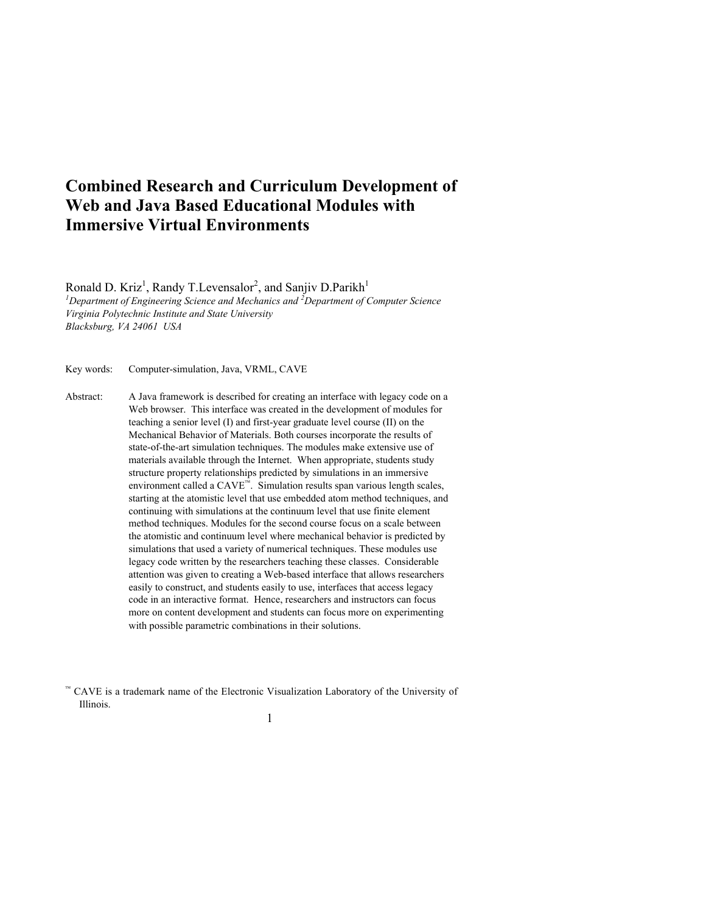# Combined Research and Curriculum Development of Web and Java Based Educational Modules with Immersive Virtual Environments

Ronald D. Kriz[1], Randy T.Levensalor[2], and Sanjiv D.Parikh[1]

*[1]Department of Engineering Science and Mechanics and [2]Department of Computer Science*
*Virginia Polytechnic Institute and State University*
*Blacksburg, VA 24061 USA*

Key words: Computer-simulation, Java, VRML, CAVE

Abstract: A Java framework is described for creating an interface with legacy code on a Web browser. This interface was created in the development of modules for teaching a senior level (I) and first-year graduate level course (II) on the Mechanical Behavior of Materials. Both courses incorporate the results of state-of-the-art simulation techniques. The modules make extensive use of materials available through the Internet. When appropriate, students study structure property relationships predicted by simulations in an immersive environment called a CAVE™. Simulation results span various length scales, starting at the atomistic level that use embedded atom method techniques, and continuing with simulations at the continuum level that use finite element method techniques. Modules for the second course focus on a scale between the atomistic and continuum level where mechanical behavior is predicted by simulations that used a variety of numerical techniques. These modules use legacy code written by the researchers teaching these classes. Considerable attention was given to creating a Web-based interface that allows researchers easily to construct, and students easily to use, interfaces that access legacy code in an interactive format. Hence, researchers and instructors can focus more on content development and students can focus more on experimenting with possible parametric combinations in their solutions.

™ CAVE is a trademark name of the Electronic Visualization Laboratory of the University of Illinois.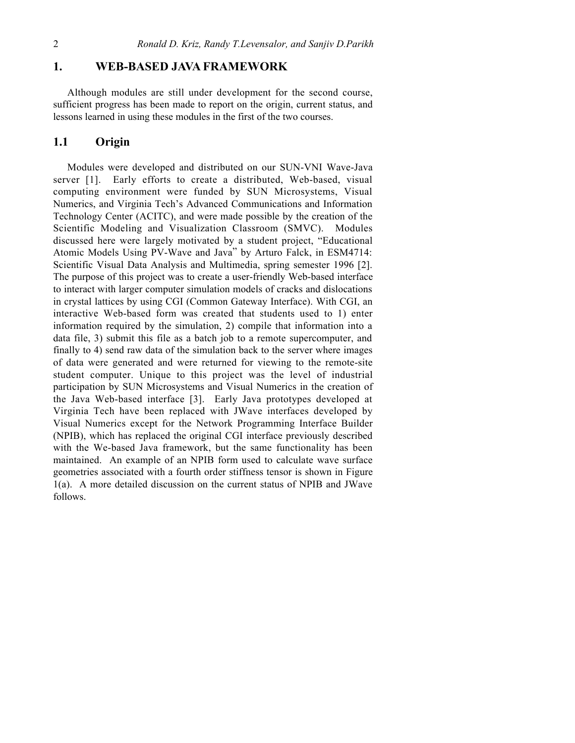# 1. WEB-BASED JAVA FRAMEWORK

Although modules are still under development for the second course, sufficient progress has been made to report on the origin, current status, and lessons learned in using these modules in the first of the two courses.

## 1.1 Origin

Modules were developed and distributed on our SUN-VNI Wave-Java server [1]. Early efforts to create a distributed, Web-based, visual computing environment were funded by SUN Microsystems, Visual Numerics, and Virginia Tech's Advanced Communications and Information Technology Center (ACITC), and were made possible by the creation of the Scientific Modeling and Visualization Classroom (SMVC). Modules discussed here were largely motivated by a student project, "Educational Atomic Models Using PV-Wave and Java" by Arturo Falck, in ESM4714: Scientific Visual Data Analysis and Multimedia, spring semester 1996 [2]. The purpose of this project was to create a user-friendly Web-based interface to interact with larger computer simulation models of cracks and dislocations in crystal lattices by using CGI (Common Gateway Interface). With CGI, an interactive Web-based form was created that students used to 1) enter information required by the simulation, 2) compile that information into a data file, 3) submit this file as a batch job to a remote supercomputer, and finally to 4) send raw data of the simulation back to the server where images of data were generated and were returned for viewing to the remote-site student computer. Unique to this project was the level of industrial participation by SUN Microsystems and Visual Numerics in the creation of the Java Web-based interface [3]. Early Java prototypes developed at Virginia Tech have been replaced with JWave interfaces developed by Visual Numerics except for the Network Programming Interface Builder (NPIB), which has replaced the original CGI interface previously described with the We-based Java framework, but the same functionality has been maintained. An example of an NPIB form used to calculate wave surface geometries associated with a fourth order stiffness tensor is shown in Figure 1(a). A more detailed discussion on the current status of NPIB and JWave follows.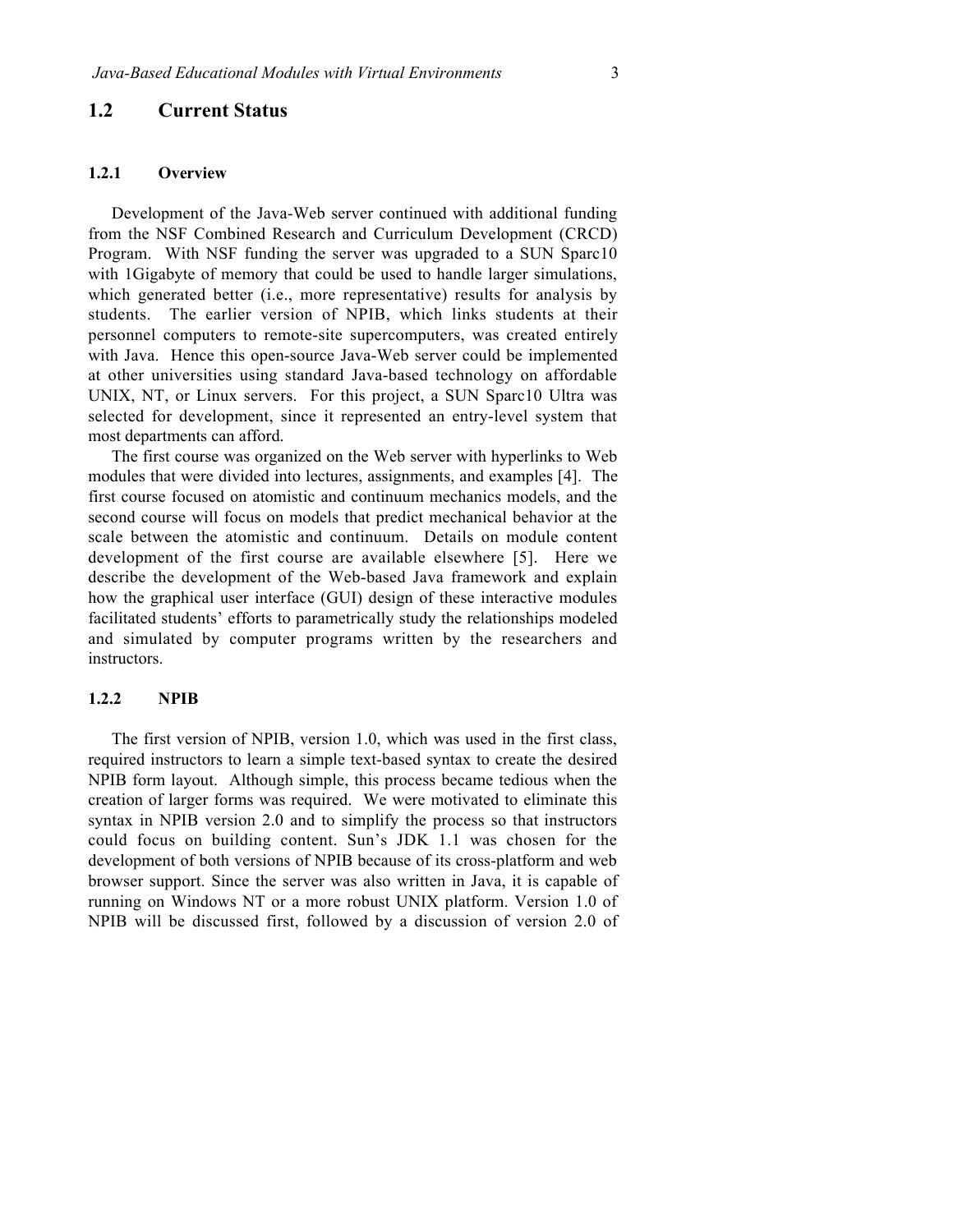## 1.2 Current Status

### 1.2.1 Overview

Development of the Java-Web server continued with additional funding from the NSF Combined Research and Curriculum Development (CRCD) Program. With NSF funding the server was upgraded to a SUN Sparc10 with 1Gigabyte of memory that could be used to handle larger simulations, which generated better (i.e., more representative) results for analysis by students. The earlier version of NPIB, which links students at their personnel computers to remote-site supercomputers, was created entirely with Java. Hence this open-source Java-Web server could be implemented at other universities using standard Java-based technology on affordable UNIX, NT, or Linux servers. For this project, a SUN Sparc10 Ultra was selected for development, since it represented an entry-level system that most departments can afford.

The first course was organized on the Web server with hyperlinks to Web modules that were divided into lectures, assignments, and examples [4]. The first course focused on atomistic and continuum mechanics models, and the second course will focus on models that predict mechanical behavior at the scale between the atomistic and continuum. Details on module content development of the first course are available elsewhere [5]. Here we describe the development of the Web-based Java framework and explain how the graphical user interface (GUI) design of these interactive modules facilitated students' efforts to parametrically study the relationships modeled and simulated by computer programs written by the researchers and instructors.

### 1.2.2 NPIB

The first version of NPIB, version 1.0, which was used in the first class, required instructors to learn a simple text-based syntax to create the desired NPIB form layout. Although simple, this process became tedious when the creation of larger forms was required. We were motivated to eliminate this syntax in NPIB version 2.0 and to simplify the process so that instructors could focus on building content. Sun's JDK 1.1 was chosen for the development of both versions of NPIB because of its cross-platform and web browser support. Since the server was also written in Java, it is capable of running on Windows NT or a more robust UNIX platform. Version 1.0 of NPIB will be discussed first, followed by a discussion of version 2.0 of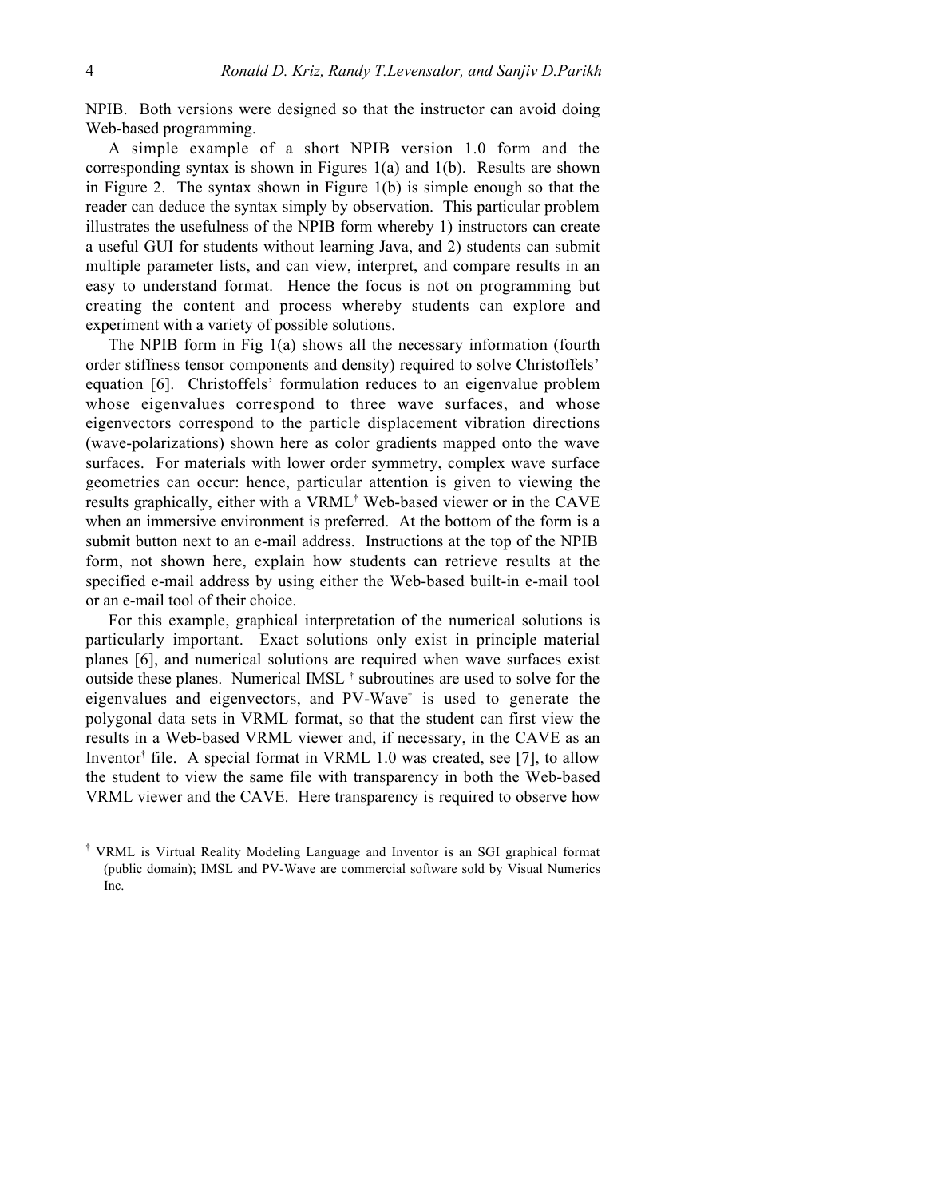NPIB. Both versions were designed so that the instructor can avoid doing Web-based programming.

A simple example of a short NPIB version 1.0 form and the corresponding syntax is shown in Figures 1(a) and 1(b). Results are shown in Figure 2. The syntax shown in Figure 1(b) is simple enough so that the reader can deduce the syntax simply by observation. This particular problem illustrates the usefulness of the NPIB form whereby 1) instructors can create a useful GUI for students without learning Java, and 2) students can submit multiple parameter lists, and can view, interpret, and compare results in an easy to understand format. Hence the focus is not on programming but creating the content and process whereby students can explore and experiment with a variety of possible solutions.

The NPIB form in Fig 1(a) shows all the necessary information (fourth order stiffness tensor components and density) required to solve Christoffels' equation [6]. Christoffels' formulation reduces to an eigenvalue problem whose eigenvalues correspond to three wave surfaces, and whose eigenvectors correspond to the particle displacement vibration directions (wave-polarizations) shown here as color gradients mapped onto the wave surfaces. For materials with lower order symmetry, complex wave surface geometries can occur: hence, particular attention is given to viewing the results graphically, either with a VRML† Web-based viewer or in the CAVE when an immersive environment is preferred. At the bottom of the form is a submit button next to an e-mail address. Instructions at the top of the NPIB form, not shown here, explain how students can retrieve results at the specified e-mail address by using either the Web-based built-in e-mail tool or an e-mail tool of their choice.

For this example, graphical interpretation of the numerical solutions is particularly important. Exact solutions only exist in principle material planes [6], and numerical solutions are required when wave surfaces exist outside these planes. Numerical IMSL † subroutines are used to solve for the eigenvalues and eigenvectors, and PV-Wave† is used to generate the polygonal data sets in VRML format, so that the student can first view the results in a Web-based VRML viewer and, if necessary, in the CAVE as an Inventor† file. A special format in VRML 1.0 was created, see [7], to allow the student to view the same file with transparency in both the Web-based VRML viewer and the CAVE. Here transparency is required to observe how

† VRML is Virtual Reality Modeling Language and Inventor is an SGI graphical format (public domain); IMSL and PV-Wave are commercial software sold by Visual Numerics Inc.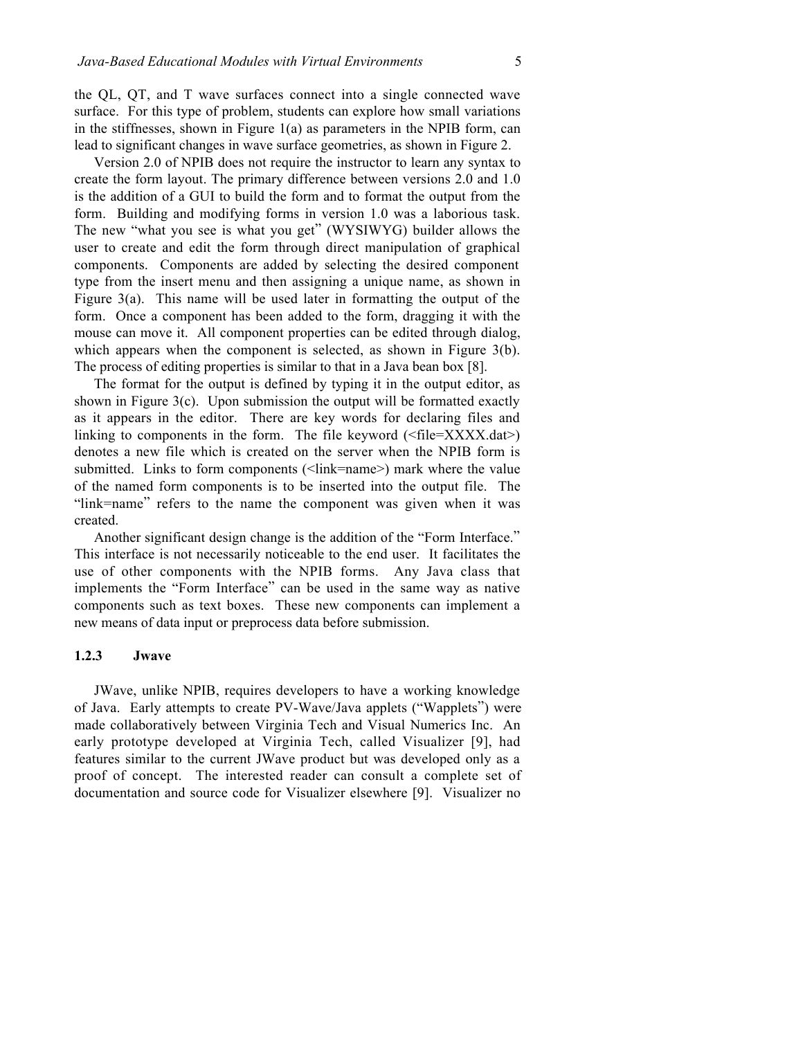the QL, QT, and T wave surfaces connect into a single connected wave surface. For this type of problem, students can explore how small variations in the stiffnesses, shown in Figure 1(a) as parameters in the NPIB form, can lead to significant changes in wave surface geometries, as shown in Figure 2.

Version 2.0 of NPIB does not require the instructor to learn any syntax to create the form layout. The primary difference between versions 2.0 and 1.0 is the addition of a GUI to build the form and to format the output from the form. Building and modifying forms in version 1.0 was a laborious task. The new "what you see is what you get" (WYSIWYG) builder allows the user to create and edit the form through direct manipulation of graphical components. Components are added by selecting the desired component type from the insert menu and then assigning a unique name, as shown in Figure 3(a). This name will be used later in formatting the output of the form. Once a component has been added to the form, dragging it with the mouse can move it. All component properties can be edited through dialog, which appears when the component is selected, as shown in Figure 3(b). The process of editing properties is similar to that in a Java bean box [8].

The format for the output is defined by typing it in the output editor, as shown in Figure 3(c). Upon submission the output will be formatted exactly as it appears in the editor. There are key words for declaring files and linking to components in the form. The file keyword (<file=XXXX.dat>) denotes a new file which is created on the server when the NPIB form is submitted. Links to form components (<link=name>) mark where the value of the named form components is to be inserted into the output file. The "link=name" refers to the name the component was given when it was created.

Another significant design change is the addition of the "Form Interface." This interface is not necessarily noticeable to the end user. It facilitates the use of other components with the NPIB forms. Any Java class that implements the "Form Interface" can be used in the same way as native components such as text boxes. These new components can implement a new means of data input or preprocess data before submission.

### 1.2.3 Jwave

JWave, unlike NPIB, requires developers to have a working knowledge of Java. Early attempts to create PV-Wave/Java applets ("Wapplets") were made collaboratively between Virginia Tech and Visual Numerics Inc. An early prototype developed at Virginia Tech, called Visualizer [9], had features similar to the current JWave product but was developed only as a proof of concept. The interested reader can consult a complete set of documentation and source code for Visualizer elsewhere [9]. Visualizer no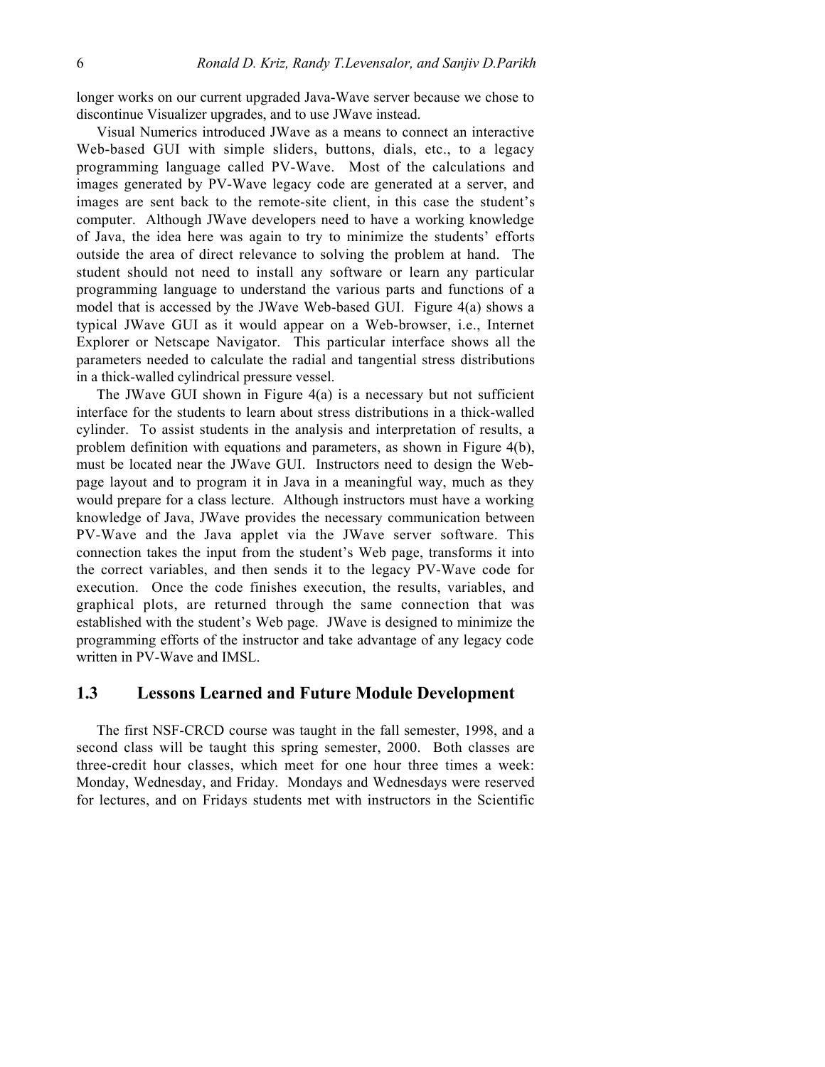longer works on our current upgraded Java-Wave server because we chose to discontinue Visualizer upgrades, and to use JWave instead.

Visual Numerics introduced JWave as a means to connect an interactive Web-based GUI with simple sliders, buttons, dials, etc., to a legacy programming language called PV-Wave. Most of the calculations and images generated by PV-Wave legacy code are generated at a server, and images are sent back to the remote-site client, in this case the student's computer. Although JWave developers need to have a working knowledge of Java, the idea here was again to try to minimize the students' efforts outside the area of direct relevance to solving the problem at hand. The student should not need to install any software or learn any particular programming language to understand the various parts and functions of a model that is accessed by the JWave Web-based GUI. Figure 4(a) shows a typical JWave GUI as it would appear on a Web-browser, i.e., Internet Explorer or Netscape Navigator. This particular interface shows all the parameters needed to calculate the radial and tangential stress distributions in a thick-walled cylindrical pressure vessel.

The JWave GUI shown in Figure 4(a) is a necessary but not sufficient interface for the students to learn about stress distributions in a thick-walled cylinder. To assist students in the analysis and interpretation of results, a problem definition with equations and parameters, as shown in Figure 4(b), must be located near the JWave GUI. Instructors need to design the Web-page layout and to program it in Java in a meaningful way, much as they would prepare for a class lecture. Although instructors must have a working knowledge of Java, JWave provides the necessary communication between PV-Wave and the Java applet via the JWave server software. This connection takes the input from the student's Web page, transforms it into the correct variables, and then sends it to the legacy PV-Wave code for execution. Once the code finishes execution, the results, variables, and graphical plots, are returned through the same connection that was established with the student's Web page. JWave is designed to minimize the programming efforts of the instructor and take advantage of any legacy code written in PV-Wave and IMSL.

## 1.3 Lessons Learned and Future Module Development

The first NSF-CRCD course was taught in the fall semester, 1998, and a second class will be taught this spring semester, 2000. Both classes are three-credit hour classes, which meet for one hour three times a week: Monday, Wednesday, and Friday. Mondays and Wednesdays were reserved for lectures, and on Fridays students met with instructors in the Scientific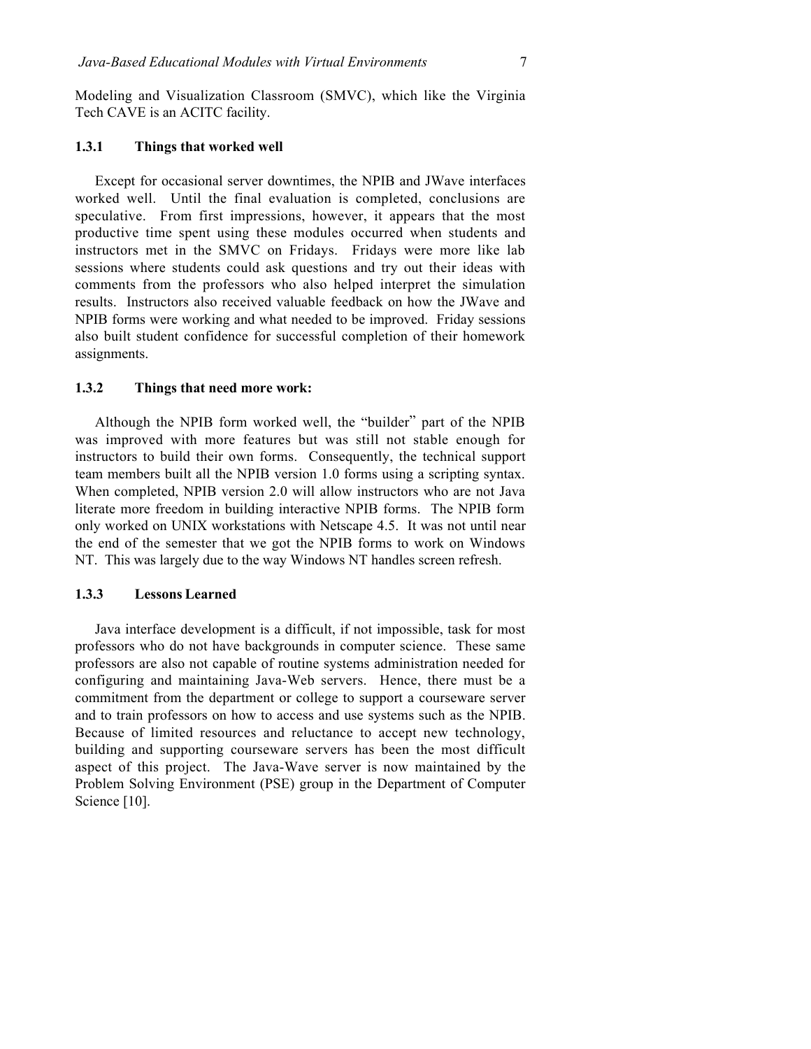Modeling and Visualization Classroom (SMVC), which like the Virginia Tech CAVE is an ACITC facility.

### 1.3.1 Things that worked well

Except for occasional server downtimes, the NPIB and JWave interfaces worked well. Until the final evaluation is completed, conclusions are speculative. From first impressions, however, it appears that the most productive time spent using these modules occurred when students and instructors met in the SMVC on Fridays. Fridays were more like lab sessions where students could ask questions and try out their ideas with comments from the professors who also helped interpret the simulation results. Instructors also received valuable feedback on how the JWave and NPIB forms were working and what needed to be improved. Friday sessions also built student confidence for successful completion of their homework assignments.

### 1.3.2 Things that need more work:

Although the NPIB form worked well, the "builder" part of the NPIB was improved with more features but was still not stable enough for instructors to build their own forms. Consequently, the technical support team members built all the NPIB version 1.0 forms using a scripting syntax. When completed, NPIB version 2.0 will allow instructors who are not Java literate more freedom in building interactive NPIB forms. The NPIB form only worked on UNIX workstations with Netscape 4.5. It was not until near the end of the semester that we got the NPIB forms to work on Windows NT. This was largely due to the way Windows NT handles screen refresh.

### 1.3.3 Lessons Learned

Java interface development is a difficult, if not impossible, task for most professors who do not have backgrounds in computer science. These same professors are also not capable of routine systems administration needed for configuring and maintaining Java-Web servers. Hence, there must be a commitment from the department or college to support a courseware server and to train professors on how to access and use systems such as the NPIB. Because of limited resources and reluctance to accept new technology, building and supporting courseware servers has been the most difficult aspect of this project. The Java-Wave server is now maintained by the Problem Solving Environment (PSE) group in the Department of Computer Science [10].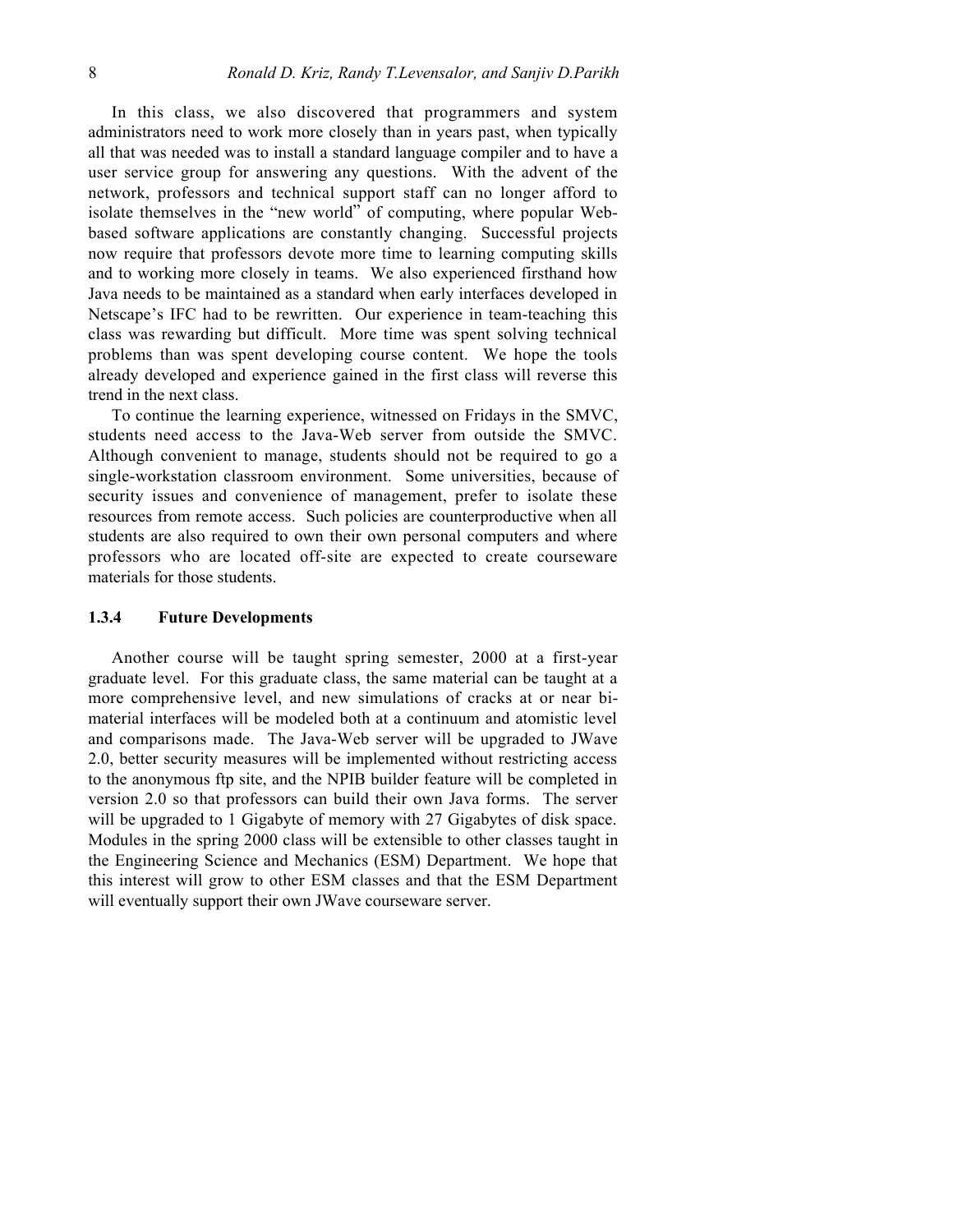In this class, we also discovered that programmers and system administrators need to work more closely than in years past, when typically all that was needed was to install a standard language compiler and to have a user service group for answering any questions. With the advent of the network, professors and technical support staff can no longer afford to isolate themselves in the "new world" of computing, where popular Web-based software applications are constantly changing. Successful projects now require that professors devote more time to learning computing skills and to working more closely in teams. We also experienced firsthand how Java needs to be maintained as a standard when early interfaces developed in Netscape's IFC had to be rewritten. Our experience in team-teaching this class was rewarding but difficult. More time was spent solving technical problems than was spent developing course content. We hope the tools already developed and experience gained in the first class will reverse this trend in the next class.

To continue the learning experience, witnessed on Fridays in the SMVC, students need access to the Java-Web server from outside the SMVC. Although convenient to manage, students should not be required to go a single-workstation classroom environment. Some universities, because of security issues and convenience of management, prefer to isolate these resources from remote access. Such policies are counterproductive when all students are also required to own their own personal computers and where professors who are located off-site are expected to create courseware materials for those students.

### 1.3.4 Future Developments

Another course will be taught spring semester, 2000 at a first-year graduate level. For this graduate class, the same material can be taught at a more comprehensive level, and new simulations of cracks at or near bi-material interfaces will be modeled both at a continuum and atomistic level and comparisons made. The Java-Web server will be upgraded to JWave 2.0, better security measures will be implemented without restricting access to the anonymous ftp site, and the NPIB builder feature will be completed in version 2.0 so that professors can build their own Java forms. The server will be upgraded to 1 Gigabyte of memory with 27 Gigabytes of disk space. Modules in the spring 2000 class will be extensible to other classes taught in the Engineering Science and Mechanics (ESM) Department. We hope that this interest will grow to other ESM classes and that the ESM Department will eventually support their own JWave courseware server.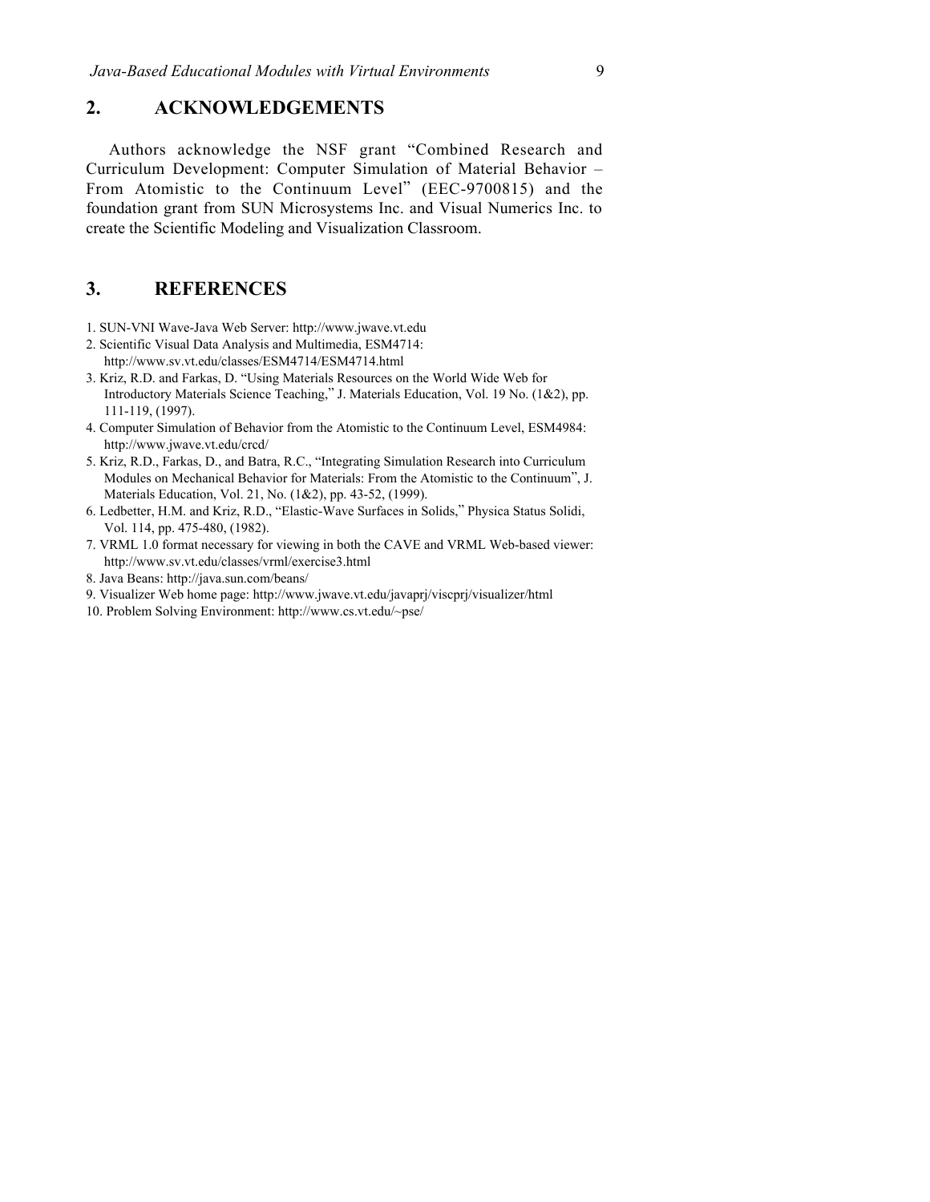## 2. ACKNOWLEDGEMENTS

Authors acknowledge the NSF grant "Combined Research and Curriculum Development: Computer Simulation of Material Behavior – From Atomistic to the Continuum Level" (EEC-9700815) and the foundation grant from SUN Microsystems Inc. and Visual Numerics Inc. to create the Scientific Modeling and Visualization Classroom.

## 3. REFERENCES

1. SUN-VNI Wave-Java Web Server: http://www.jwave.vt.edu
2. Scientific Visual Data Analysis and Multimedia, ESM4714: http://www.sv.vt.edu/classes/ESM4714/ESM4714.html
3. Kriz, R.D. and Farkas, D. "Using Materials Resources on the World Wide Web for Introductory Materials Science Teaching," J. Materials Education, Vol. 19 No. (1&2), pp. 111-119, (1997).
4. Computer Simulation of Behavior from the Atomistic to the Continuum Level, ESM4984: http://www.jwave.vt.edu/crcd/
5. Kriz, R.D., Farkas, D., and Batra, R.C., "Integrating Simulation Research into Curriculum Modules on Mechanical Behavior for Materials: From the Atomistic to the Continuum", J. Materials Education, Vol. 21, No. (1&2), pp. 43-52, (1999).
6. Ledbetter, H.M. and Kriz, R.D., "Elastic-Wave Surfaces in Solids," Physica Status Solidi, Vol. 114, pp. 475-480, (1982).
7. VRML 1.0 format necessary for viewing in both the CAVE and VRML Web-based viewer: http://www.sv.vt.edu/classes/vrml/exercise3.html
8. Java Beans: http://java.sun.com/beans/
9. Visualizer Web home page: http://www.jwave.vt.edu/javaprj/viscprj/visualizer/html
10. Problem Solving Environment: http://www.cs.vt.edu/~pse/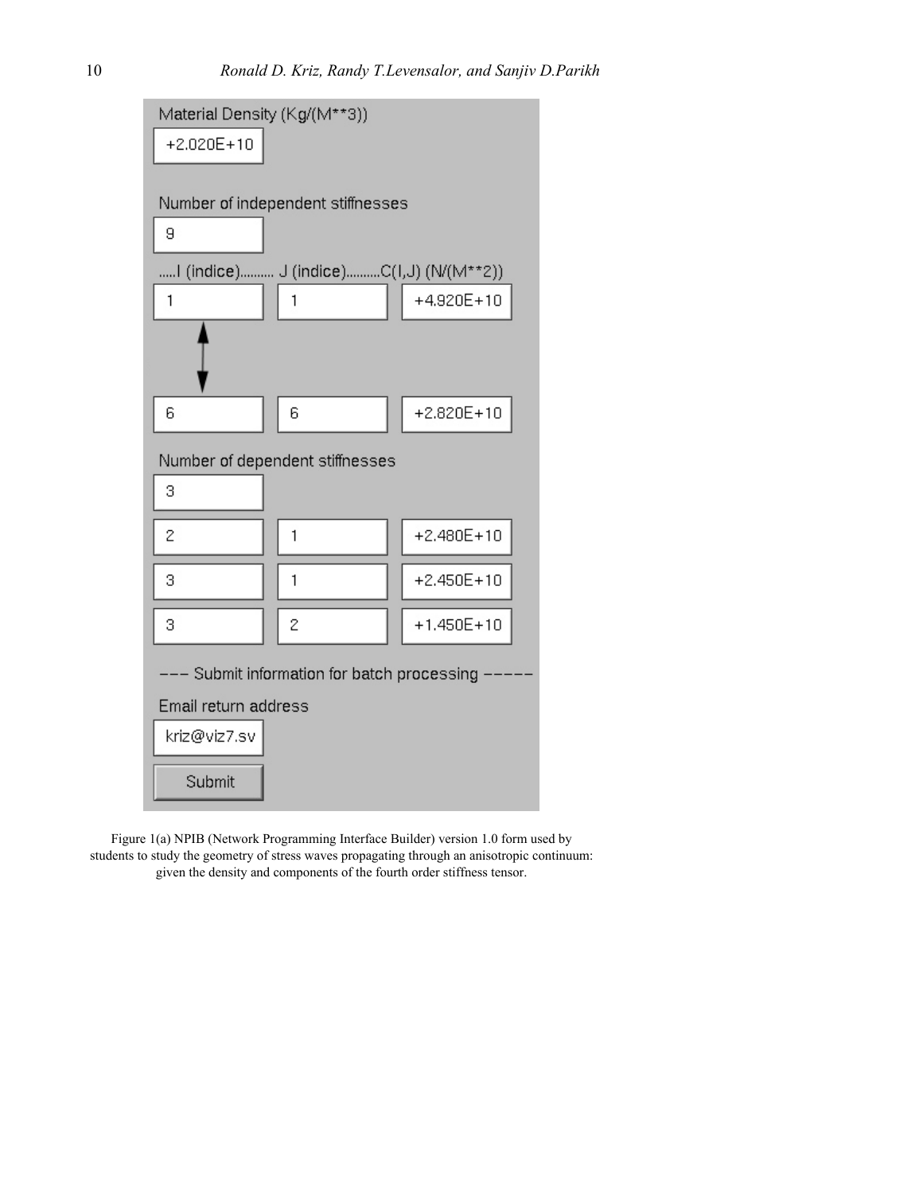Material Density (Kg/(M**3))

+2.020E+10

Number of independent stiffnesses

9

| .....I (indice).......... | J (indice).......... | C(I,J) (N/(M**2)) |
| --- | --- | --- |
| 1 | 1 | +4.920E+10 |
| 6 | 6 | +2.820E+10 |

Number of dependent stiffnesses

3

| I | J | C(I,J) |
| --- | --- | --- |
| 2 | 1 | +2.480E+10 |
| 3 | 1 | +2.450E+10 |
| 3 | 2 | +1.450E+10 |

--- Submit information for batch processing -----

Email return address

kriz@viz7.sv

Submit

Figure 1(a) NPIB (Network Programming Interface Builder) version 1.0 form used by students to study the geometry of stress waves propagating through an anisotropic continuum: given the density and components of the fourth order stiffness tensor.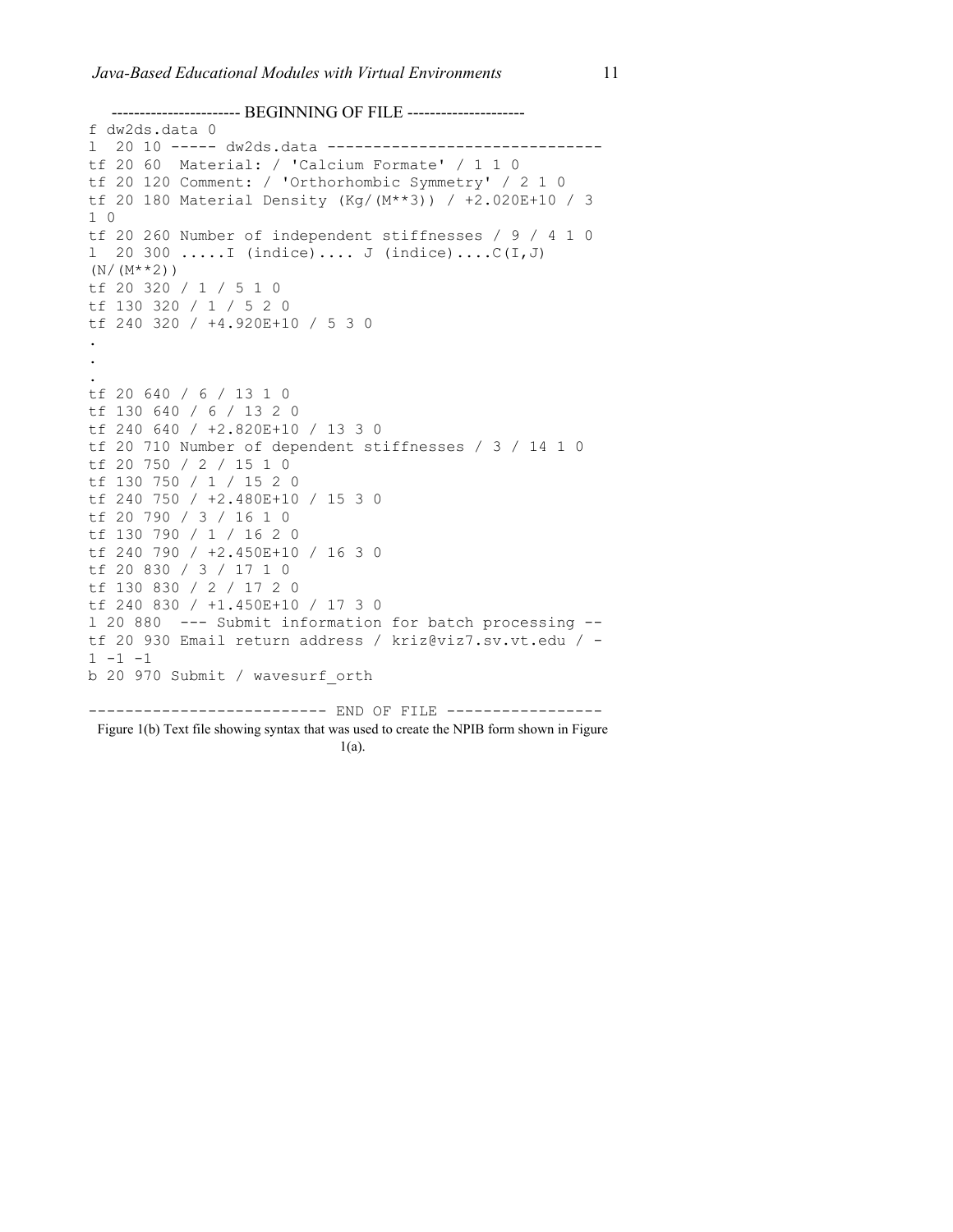----------------------- BEGINNING OF FILE ---------------------

```
f dw2ds.data 0
l  20 10 ----- dw2ds.data ------------------------------
tf 20 60  Material: / 'Calcium Formate' / 1 1 0
tf 20 120 Comment: / 'Orthorhombic Symmetry' / 2 1 0
tf 20 180 Material Density (Kg/(M**3)) / +2.020E+10 / 3
1 0
tf 20 260 Number of independent stiffnesses / 9 / 4 1 0
l  20 300 .....I (indice).... J (indice)....C(I,J)
(N/(M**2))
tf 20 320 / 1 / 5 1 0
tf 130 320 / 1 / 5 2 0
tf 240 320 / +4.920E+10 / 5 3 0
.
.
.
tf 20 640 / 6 / 13 1 0
tf 130 640 / 6 / 13 2 0
tf 240 640 / +2.820E+10 / 13 3 0
tf 20 710 Number of dependent stiffnesses / 3 / 14 1 0
tf 20 750 / 2 / 15 1 0
tf 130 750 / 1 / 15 2 0
tf 240 750 / +2.480E+10 / 15 3 0
tf 20 790 / 3 / 16 1 0
tf 130 790 / 1 / 16 2 0
tf 240 790 / +2.450E+10 / 16 3 0
tf 20 830 / 3 / 17 1 0
tf 130 830 / 2 / 17 2 0
tf 240 830 / +1.450E+10 / 17 3 0
l 20 880  --- Submit information for batch processing --
tf 20 930 Email return address / kriz@viz7.sv.vt.edu / -
1 -1 -1
b 20 970 Submit / wavesurf_orth
```

-------------------------- END OF FILE -----------------

Figure 1(b) Text file showing syntax that was used to create the NPIB form shown in Figure 1(a).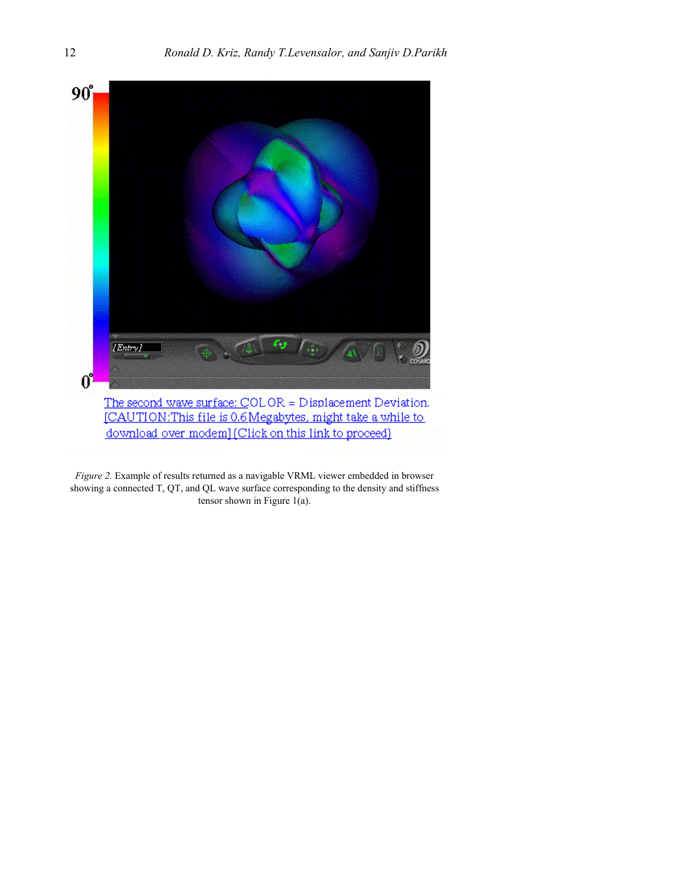The second wave surface: COLOR = Displacement Deviation. [CAUTION:This file is 0.6Megabytes, might take a while to download over modem]{Click on this link to proceed}

*Figure 2.* Example of results returned as a navigable VRML viewer embedded in browser showing a connected T, QT, and QL wave surface corresponding to the density and stiffness tensor shown in Figure 1(a).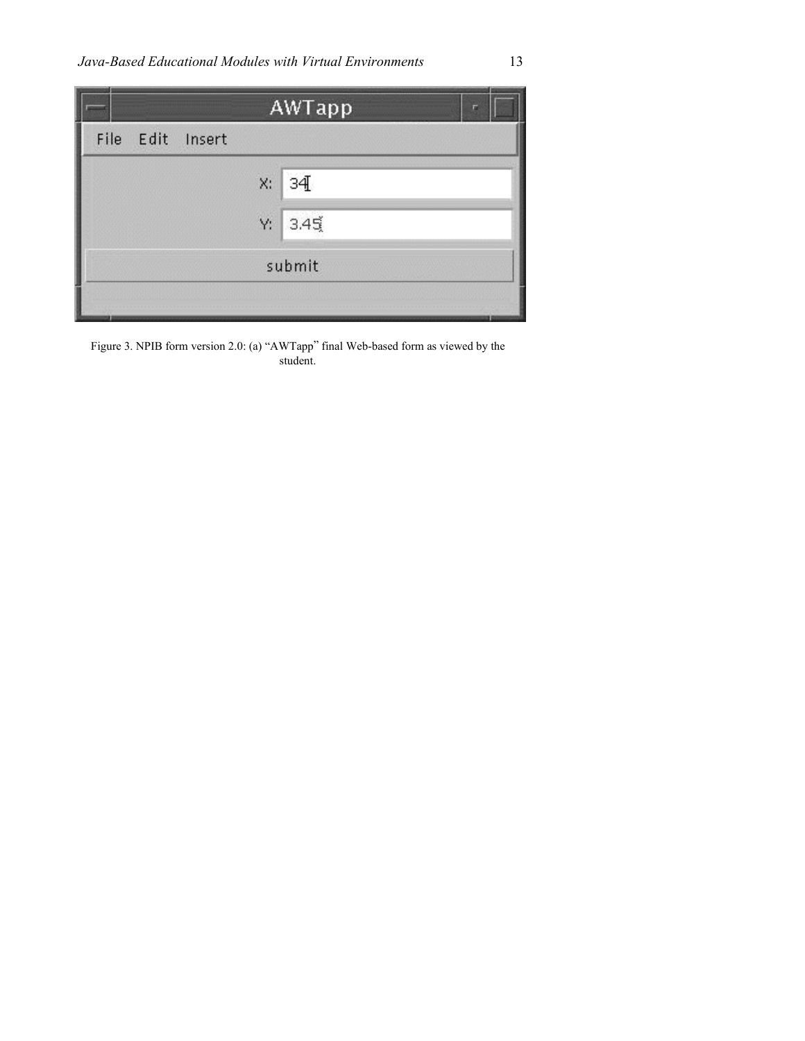Figure 3. NPIB form version 2.0: (a) “AWTapp” final Web-based form as viewed by the student.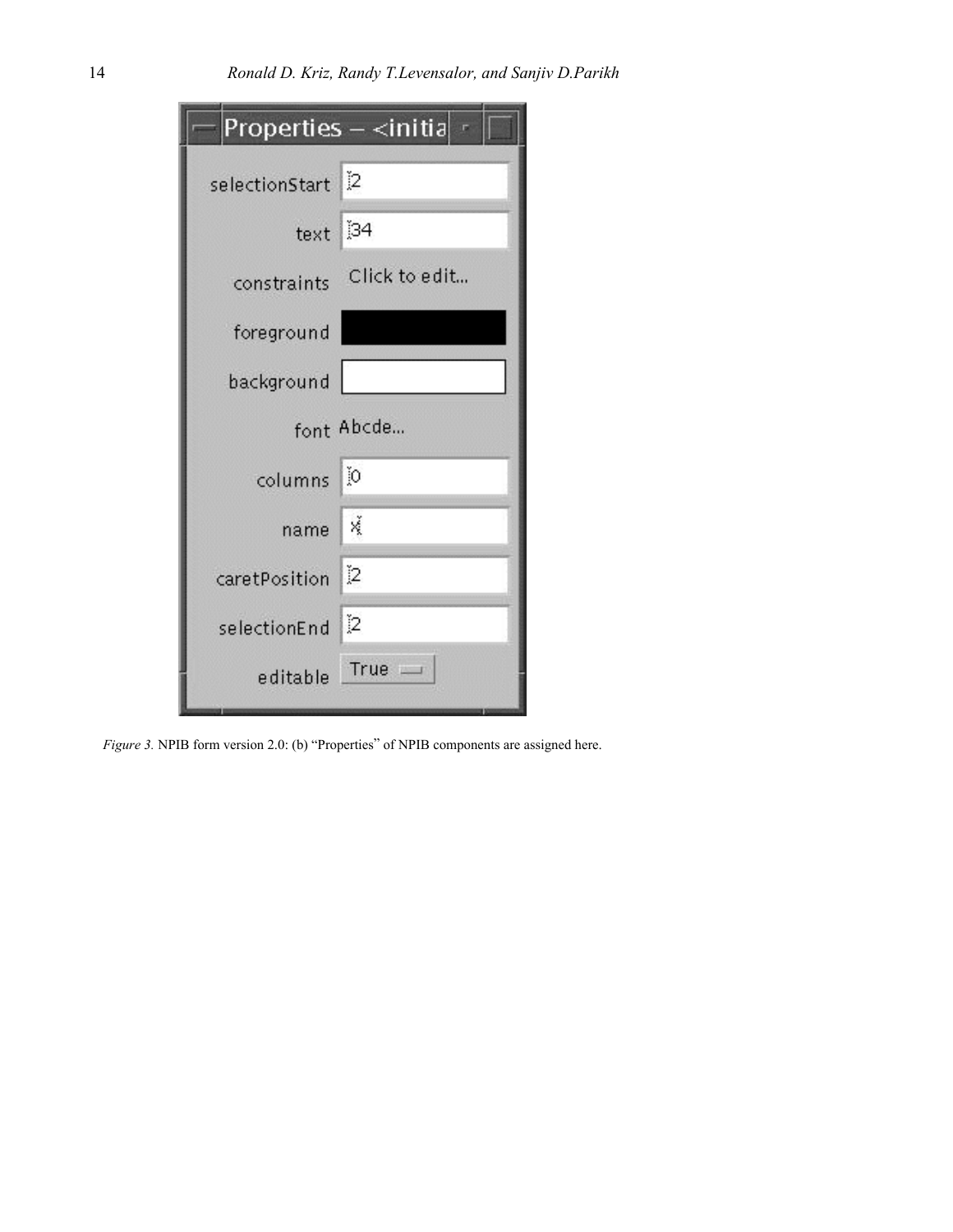| Properties – <initia |  |
| --- | --- |
| selectionStart | 2 |
| text | 34 |
| constraints | Click to edit... |
| foreground |  |
| background |  |
| font | Abcde... |
| columns | 0 |
| name | x |
| caretPosition | 2 |
| selectionEnd | 2 |
| editable | True |

*Figure 3.* NPIB form version 2.0: (b) "Properties" of NPIB components are assigned here.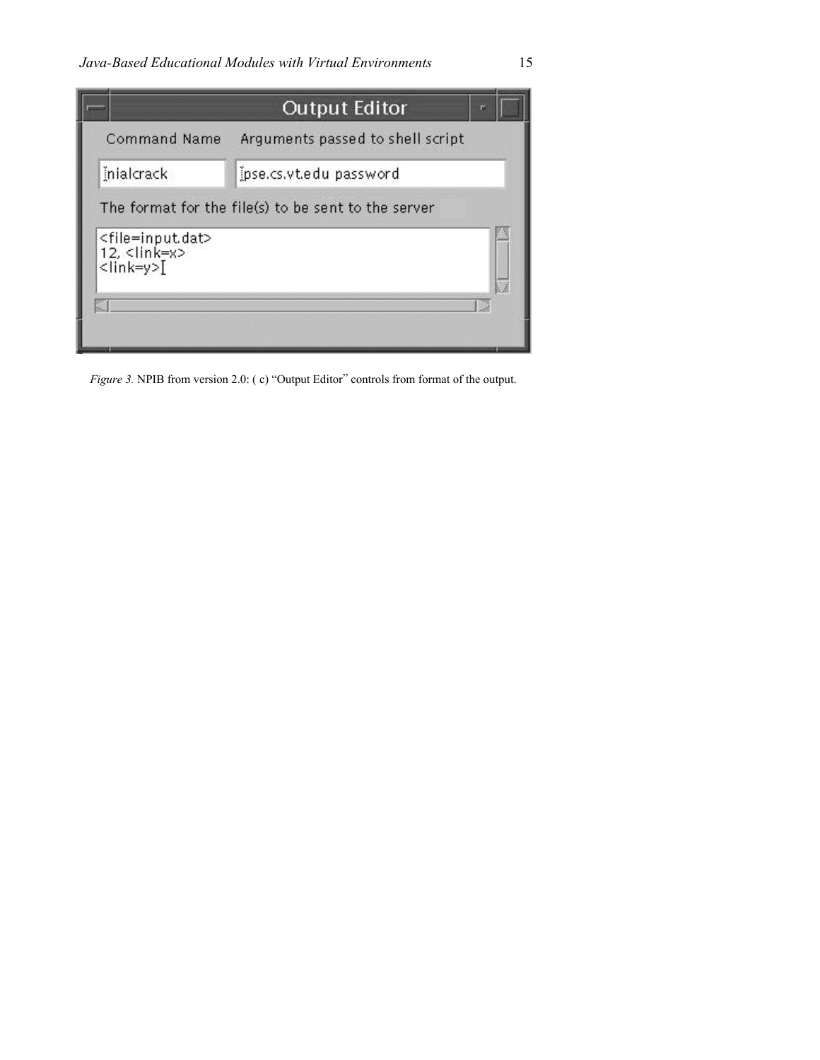*Figure 3.* NPIB from version 2.0: ( c) “Output Editor” controls from format of the output.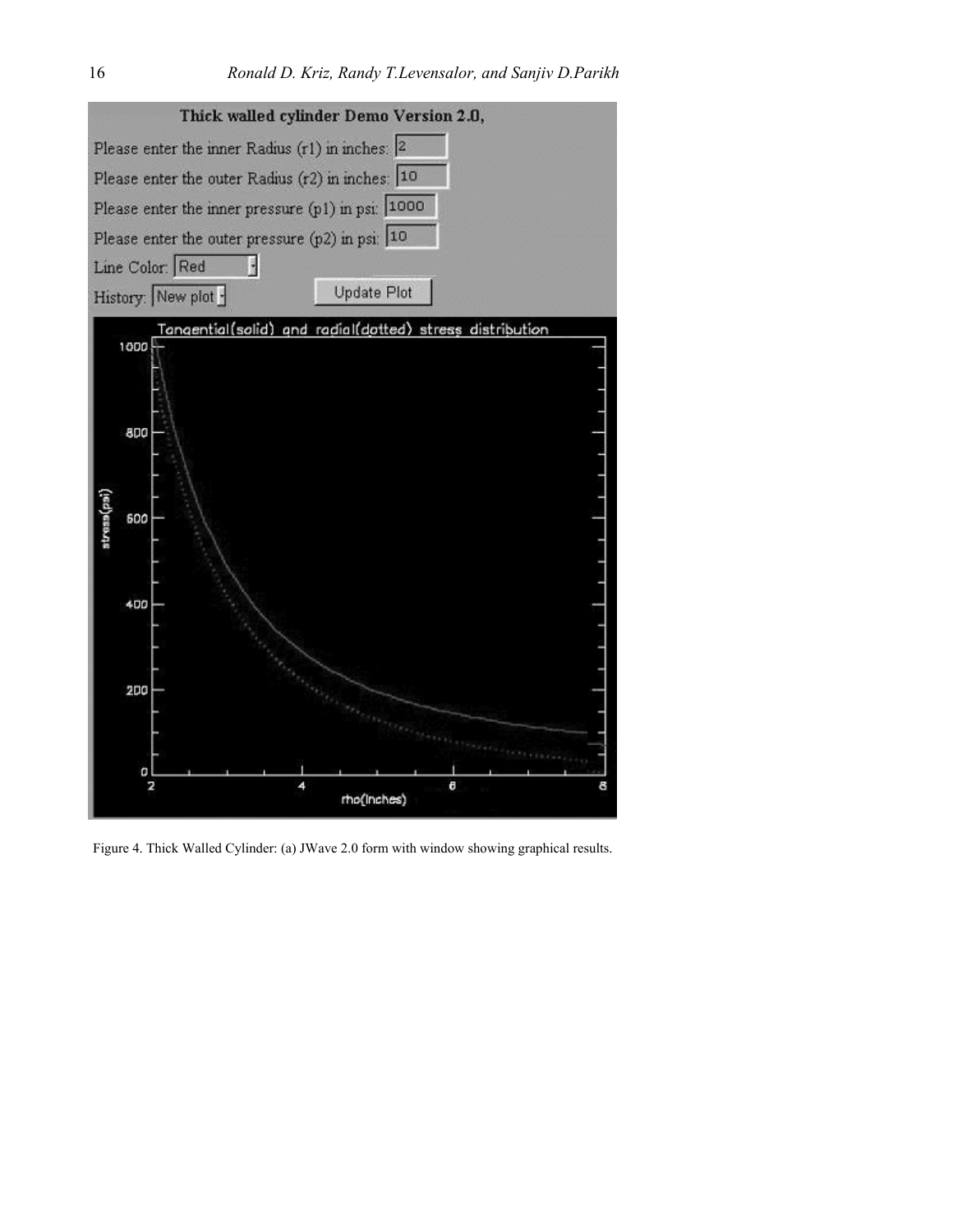Figure 4. Thick Walled Cylinder: (a) JWave 2.0 form with window showing graphical results.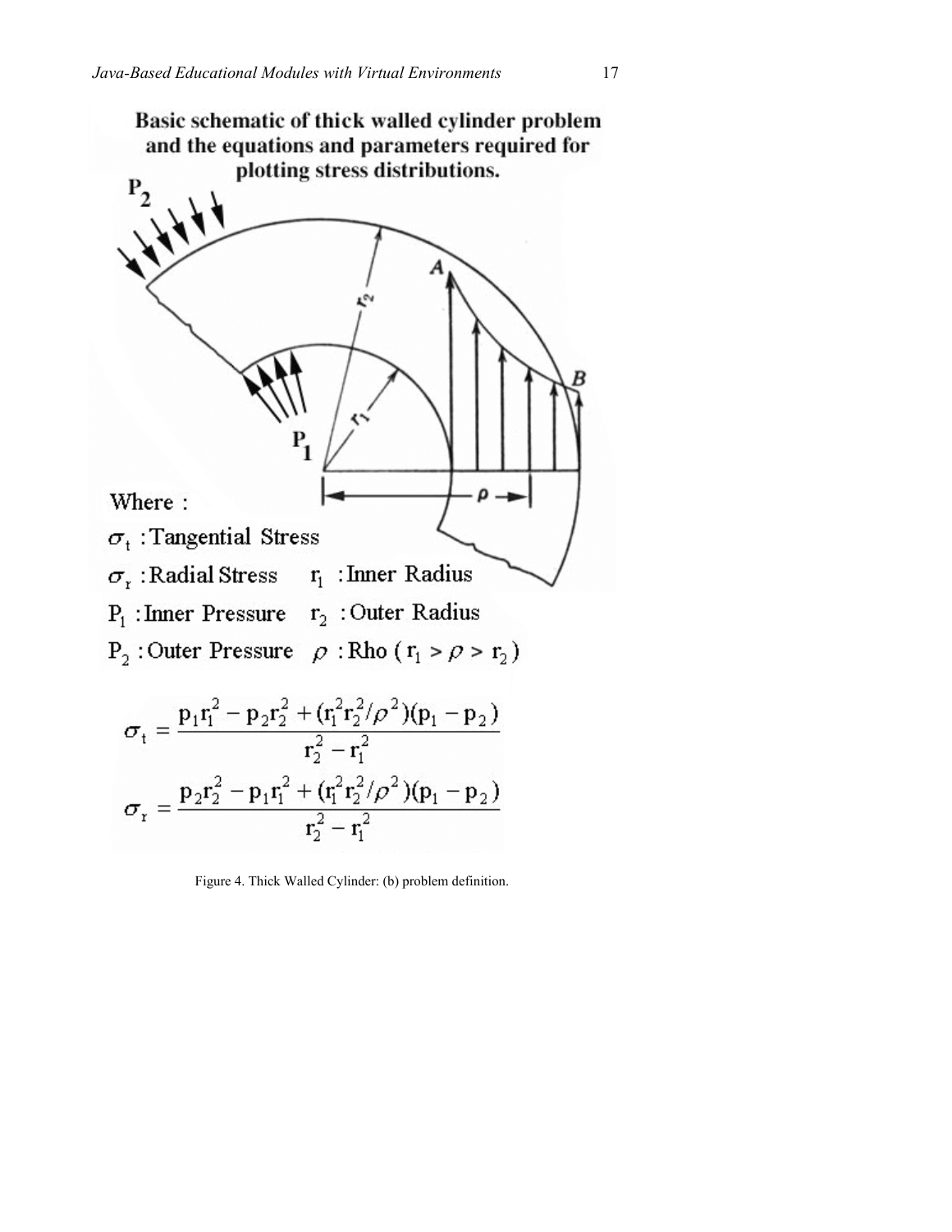Basic schematic of thick walled cylinder problem and the equations and parameters required for plotting stress distributions.

$P_2$

A

B

$r_2$

$r_1$

$P_1$

$\rho$

Where :

$\sigma_t$ : Tangential Stress

$\sigma_r$ : Radial Stress $\quad r_1$ : Inner Radius

$P_1$ : Inner Pressure $\quad r_2$ : Outer Radius

$P_2$ : Outer Pressure $\quad \rho$ : Rho ( $r_1 > \rho > r_2$ )

$$\sigma_t = \frac{p_1 r_1^2 - p_2 r_2^2 + (r_1^2 r_2^2/\rho^2)(p_1 - p_2)}{r_2^2 - r_1^2}$$

$$\sigma_r = \frac{p_2 r_2^2 - p_1 r_1^2 + (r_1^2 r_2^2/\rho^2)(p_1 - p_2)}{r_2^2 - r_1^2}$$

Figure 4. Thick Walled Cylinder: (b) problem definition.